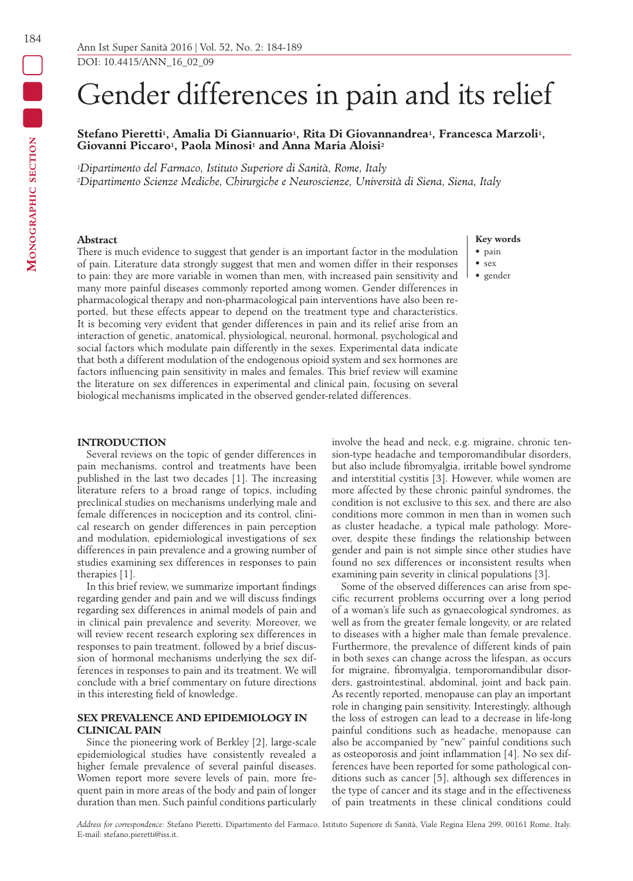# Gender differences in pain and its relief

**Stefano Pieretti[1], Amalia Di Giannuario[1], Rita Di Giovannandrea[1], Francesca Marzoli[1], Giovanni Piccaro[1], Paola Minosi[1] and Anna Maria Aloisi[2]**

*[1]Dipartimento del Farmaco, Istituto Superiore di Sanità, Rome, Italy*
*[2]Dipartimento Scienze Mediche, Chirurgiche e Neuroscienze, Università di Siena, Siena, Italy*

## Abstract

There is much evidence to suggest that gender is an important factor in the modulation of pain. Literature data strongly suggest that men and women differ in their responses to pain: they are more variable in women than men, with increased pain sensitivity and many more painful diseases commonly reported among women. Gender differences in pharmacological therapy and non-pharmacological pain interventions have also been reported, but these effects appear to depend on the treatment type and characteristics. It is becoming very evident that gender differences in pain and its relief arise from an interaction of genetic, anatomical, physiological, neuronal, hormonal, psychological and social factors which modulate pain differently in the sexes. Experimental data indicate that both a different modulation of the endogenous opioid system and sex hormones are factors influencing pain sensitivity in males and females. This brief review will examine the literature on sex differences in experimental and clinical pain, focusing on several biological mechanisms implicated in the observed gender-related differences.

**Key words**

- pain
- sex
- gender

## INTRODUCTION

Several reviews on the topic of gender differences in pain mechanisms, control and treatments have been published in the last two decades [1]. The increasing literature refers to a broad range of topics, including preclinical studies on mechanisms underlying male and female differences in nociception and its control, clinical research on gender differences in pain perception and modulation, epidemiological investigations of sex differences in pain prevalence and a growing number of studies examining sex differences in responses to pain therapies [1].

In this brief review, we summarize important findings regarding gender and pain and we will discuss findings regarding sex differences in animal models of pain and in clinical pain prevalence and severity. Moreover, we will review recent research exploring sex differences in responses to pain treatment, followed by a brief discussion of hormonal mechanisms underlying the sex differences in responses to pain and its treatment. We will conclude with a brief commentary on future directions in this interesting field of knowledge.

## SEX PREVALENCE AND EPIDEMIOLOGY IN CLINICAL PAIN

Since the pioneering work of Berkley [2], large-scale epidemiological studies have consistently revealed a higher female prevalence of several painful diseases. Women report more severe levels of pain, more frequent pain in more areas of the body and pain of longer duration than men. Such painful conditions particularly involve the head and neck, e.g. migraine, chronic tension-type headache and temporomandibular disorders, but also include fibromyalgia, irritable bowel syndrome and interstitial cystitis [3]. However, while women are more affected by these chronic painful syndromes, the condition is not exclusive to this sex, and there are also conditions more common in men than in women such as cluster headache, a typical male pathology. Moreover, despite these findings the relationship between gender and pain is not simple since other studies have found no sex differences or inconsistent results when examining pain severity in clinical populations [3].

Some of the observed differences can arise from specific recurrent problems occurring over a long period of a woman's life such as gynaecological syndromes, as well as from the greater female longevity, or are related to diseases with a higher male than female prevalence. Furthermore, the prevalence of different kinds of pain in both sexes can change across the lifespan, as occurs for migraine, fibromyalgia, temporomandibular disorders, gastrointestinal, abdominal, joint and back pain. As recently reported, menopause can play an important role in changing pain sensitivity. Interestingly, although the loss of estrogen can lead to a decrease in life-long painful conditions such as headache, menopause can also be accompanied by "new" painful conditions such as osteoporosis and joint inflammation [4]. No sex differences have been reported for some pathological conditions such as cancer [5], although sex differences in the type of cancer and its stage and in the effectiveness of pain treatments in these clinical conditions could

*Address for correspondence:* Stefano Pieretti, Dipartimento del Farmaco, Istituto Superiore di Sanità, Viale Regina Elena 299, 00161 Rome, Italy. E-mail: stefano.pieretti@iss.it.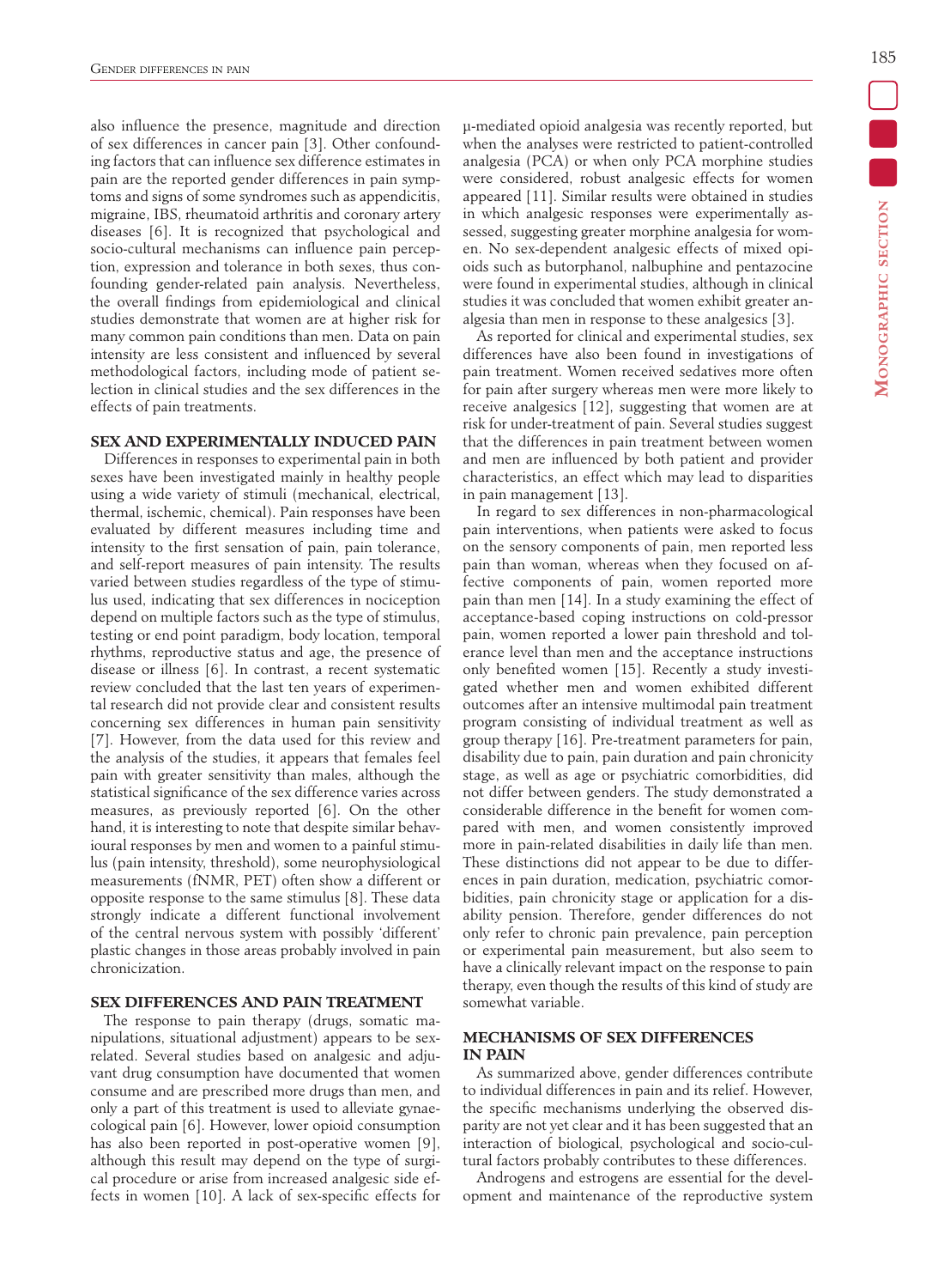also influence the presence, magnitude and direction of sex differences in cancer pain [3]. Other confounding factors that can influence sex difference estimates in pain are the reported gender differences in pain symptoms and signs of some syndromes such as appendicitis, migraine, IBS, rheumatoid arthritis and coronary artery diseases [6]. It is recognized that psychological and socio-cultural mechanisms can influence pain perception, expression and tolerance in both sexes, thus confounding gender-related pain analysis. Nevertheless, the overall findings from epidemiological and clinical studies demonstrate that women are at higher risk for many common pain conditions than men. Data on pain intensity are less consistent and influenced by several methodological factors, including mode of patient selection in clinical studies and the sex differences in the effects of pain treatments.

## SEX AND EXPERIMENTALLY INDUCED PAIN

Differences in responses to experimental pain in both sexes have been investigated mainly in healthy people using a wide variety of stimuli (mechanical, electrical, thermal, ischemic, chemical). Pain responses have been evaluated by different measures including time and intensity to the first sensation of pain, pain tolerance, and self-report measures of pain intensity. The results varied between studies regardless of the type of stimulus used, indicating that sex differences in nociception depend on multiple factors such as the type of stimulus, testing or end point paradigm, body location, temporal rhythms, reproductive status and age, the presence of disease or illness [6]. In contrast, a recent systematic review concluded that the last ten years of experimental research did not provide clear and consistent results concerning sex differences in human pain sensitivity [7]. However, from the data used for this review and the analysis of the studies, it appears that females feel pain with greater sensitivity than males, although the statistical significance of the sex difference varies across measures, as previously reported [6]. On the other hand, it is interesting to note that despite similar behavioural responses by men and women to a painful stimulus (pain intensity, threshold), some neurophysiological measurements (fNMR, PET) often show a different or opposite response to the same stimulus [8]. These data strongly indicate a different functional involvement of the central nervous system with possibly 'different' plastic changes in those areas probably involved in pain chronicization.

## SEX DIFFERENCES AND PAIN TREATMENT

The response to pain therapy (drugs, somatic manipulations, situational adjustment) appears to be sex-related. Several studies based on analgesic and adjuvant drug consumption have documented that women consume and are prescribed more drugs than men, and only a part of this treatment is used to alleviate gynaecological pain [6]. However, lower opioid consumption has also been reported in post-operative women [9], although this result may depend on the type of surgical procedure or arise from increased analgesic side effects in women [10]. A lack of sex-specific effects for μ-mediated opioid analgesia was recently reported, but when the analyses were restricted to patient-controlled analgesia (PCA) or when only PCA morphine studies were considered, robust analgesic effects for women appeared [11]. Similar results were obtained in studies in which analgesic responses were experimentally assessed, suggesting greater morphine analgesia for women. No sex-dependent analgesic effects of mixed opioids such as butorphanol, nalbuphine and pentazocine were found in experimental studies, although in clinical studies it was concluded that women exhibit greater analgesia than men in response to these analgesics [3].

As reported for clinical and experimental studies, sex differences have also been found in investigations of pain treatment. Women received sedatives more often for pain after surgery whereas men were more likely to receive analgesics [12], suggesting that women are at risk for under-treatment of pain. Several studies suggest that the differences in pain treatment between women and men are influenced by both patient and provider characteristics, an effect which may lead to disparities in pain management [13].

In regard to sex differences in non-pharmacological pain interventions, when patients were asked to focus on the sensory components of pain, men reported less pain than woman, whereas when they focused on affective components of pain, women reported more pain than men [14]. In a study examining the effect of acceptance-based coping instructions on cold-pressor pain, women reported a lower pain threshold and tolerance level than men and the acceptance instructions only benefited women [15]. Recently a study investigated whether men and women exhibited different outcomes after an intensive multimodal pain treatment program consisting of individual treatment as well as group therapy [16]. Pre-treatment parameters for pain, disability due to pain, pain duration and pain chronicity stage, as well as age or psychiatric comorbidities, did not differ between genders. The study demonstrated a considerable difference in the benefit for women compared with men, and women consistently improved more in pain-related disabilities in daily life than men. These distinctions did not appear to be due to differences in pain duration, medication, psychiatric comorbidities, pain chronicity stage or application for a disability pension. Therefore, gender differences do not only refer to chronic pain prevalence, pain perception or experimental pain measurement, but also seem to have a clinically relevant impact on the response to pain therapy, even though the results of this kind of study are somewhat variable.

## MECHANISMS OF SEX DIFFERENCES IN PAIN

As summarized above, gender differences contribute to individual differences in pain and its relief. However, the specific mechanisms underlying the observed disparity are not yet clear and it has been suggested that an interaction of biological, psychological and socio-cultural factors probably contributes to these differences.

Androgens and estrogens are essential for the development and maintenance of the reproductive system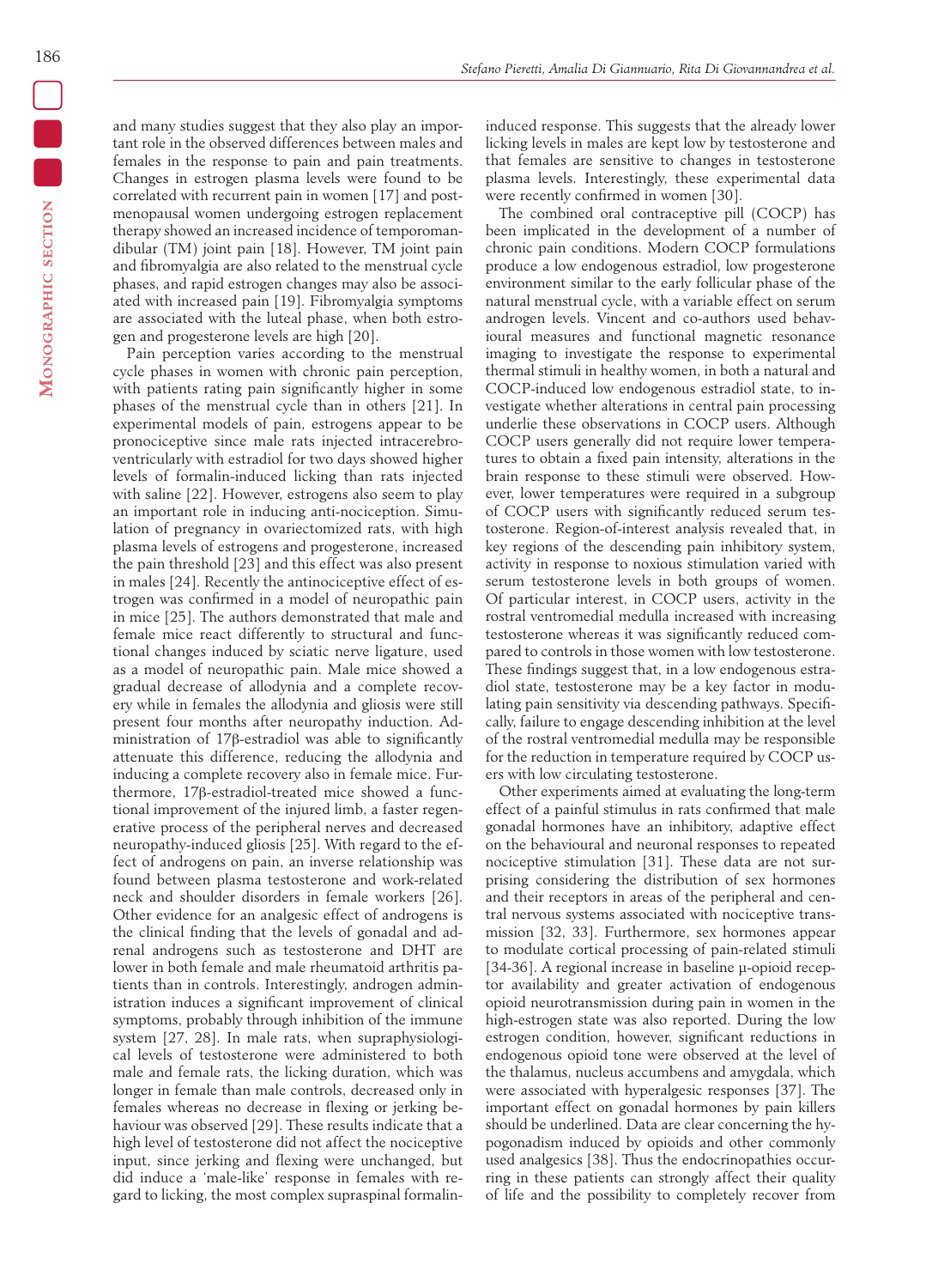and many studies suggest that they also play an important role in the observed differences between males and females in the response to pain and pain treatments. Changes in estrogen plasma levels were found to be correlated with recurrent pain in women [17] and postmenopausal women undergoing estrogen replacement therapy showed an increased incidence of temporomandibular (TM) joint pain [18]. However, TM joint pain and fibromyalgia are also related to the menstrual cycle phases, and rapid estrogen changes may also be associated with increased pain [19]. Fibromyalgia symptoms are associated with the luteal phase, when both estrogen and progesterone levels are high [20].

Pain perception varies according to the menstrual cycle phases in women with chronic pain perception, with patients rating pain significantly higher in some phases of the menstrual cycle than in others [21]. In experimental models of pain, estrogens appear to be pronociceptive since male rats injected intracerebroventricularly with estradiol for two days showed higher levels of formalin-induced licking than rats injected with saline [22]. However, estrogens also seem to play an important role in inducing anti-nociception. Simulation of pregnancy in ovariectomized rats, with high plasma levels of estrogens and progesterone, increased the pain threshold [23] and this effect was also present in males [24]. Recently the antinociceptive effect of estrogen was confirmed in a model of neuropathic pain in mice [25]. The authors demonstrated that male and female mice react differently to structural and functional changes induced by sciatic nerve ligature, used as a model of neuropathic pain. Male mice showed a gradual decrease of allodynia and a complete recovery while in females the allodynia and gliosis were still present four months after neuropathy induction. Administration of 17β-estradiol was able to significantly attenuate this difference, reducing the allodynia and inducing a complete recovery also in female mice. Furthermore, 17β-estradiol-treated mice showed a functional improvement of the injured limb, a faster regenerative process of the peripheral nerves and decreased neuropathy-induced gliosis [25]. With regard to the effect of androgens on pain, an inverse relationship was found between plasma testosterone and work-related neck and shoulder disorders in female workers [26]. Other evidence for an analgesic effect of androgens is the clinical finding that the levels of gonadal and adrenal androgens such as testosterone and DHT are lower in both female and male rheumatoid arthritis patients than in controls. Interestingly, androgen administration induces a significant improvement of clinical symptoms, probably through inhibition of the immune system [27, 28]. In male rats, when supraphysiological levels of testosterone were administered to both male and female rats, the licking duration, which was longer in female than male controls, decreased only in females whereas no decrease in flexing or jerking behaviour was observed [29]. These results indicate that a high level of testosterone did not affect the nociceptive input, since jerking and flexing were unchanged, but did induce a 'male-like' response in females with regard to licking, the most complex supraspinal formalin-induced response. This suggests that the already lower licking levels in males are kept low by testosterone and that females are sensitive to changes in testosterone plasma levels. Interestingly, these experimental data were recently confirmed in women [30].

The combined oral contraceptive pill (COCP) has been implicated in the development of a number of chronic pain conditions. Modern COCP formulations produce a low endogenous estradiol, low progesterone environment similar to the early follicular phase of the natural menstrual cycle, with a variable effect on serum androgen levels. Vincent and co-authors used behavioural measures and functional magnetic resonance imaging to investigate the response to experimental thermal stimuli in healthy women, in both a natural and COCP-induced low endogenous estradiol state, to investigate whether alterations in central pain processing underlie these observations in COCP users. Although COCP users generally did not require lower temperatures to obtain a fixed pain intensity, alterations in the brain response to these stimuli were observed. However, lower temperatures were required in a subgroup of COCP users with significantly reduced serum testosterone. Region-of-interest analysis revealed that, in key regions of the descending pain inhibitory system, activity in response to noxious stimulation varied with serum testosterone levels in both groups of women. Of particular interest, in COCP users, activity in the rostral ventromedial medulla increased with increasing testosterone whereas it was significantly reduced compared to controls in those women with low testosterone. These findings suggest that, in a low endogenous estradiol state, testosterone may be a key factor in modulating pain sensitivity via descending pathways. Specifically, failure to engage descending inhibition at the level of the rostral ventromedial medulla may be responsible for the reduction in temperature required by COCP users with low circulating testosterone.

Other experiments aimed at evaluating the long-term effect of a painful stimulus in rats confirmed that male gonadal hormones have an inhibitory, adaptive effect on the behavioural and neuronal responses to repeated nociceptive stimulation [31]. These data are not surprising considering the distribution of sex hormones and their receptors in areas of the peripheral and central nervous systems associated with nociceptive transmission [32, 33]. Furthermore, sex hormones appear to modulate cortical processing of pain-related stimuli [34-36]. A regional increase in baseline μ-opioid receptor availability and greater activation of endogenous opioid neurotransmission during pain in women in the high-estrogen state was also reported. During the low estrogen condition, however, significant reductions in endogenous opioid tone were observed at the level of the thalamus, nucleus accumbens and amygdala, which were associated with hyperalgesic responses [37]. The important effect on gonadal hormones by pain killers should be underlined. Data are clear concerning the hypogonadism induced by opioids and other commonly used analgesics [38]. Thus the endocrinopathies occurring in these patients can strongly affect their quality of life and the possibility to completely recover from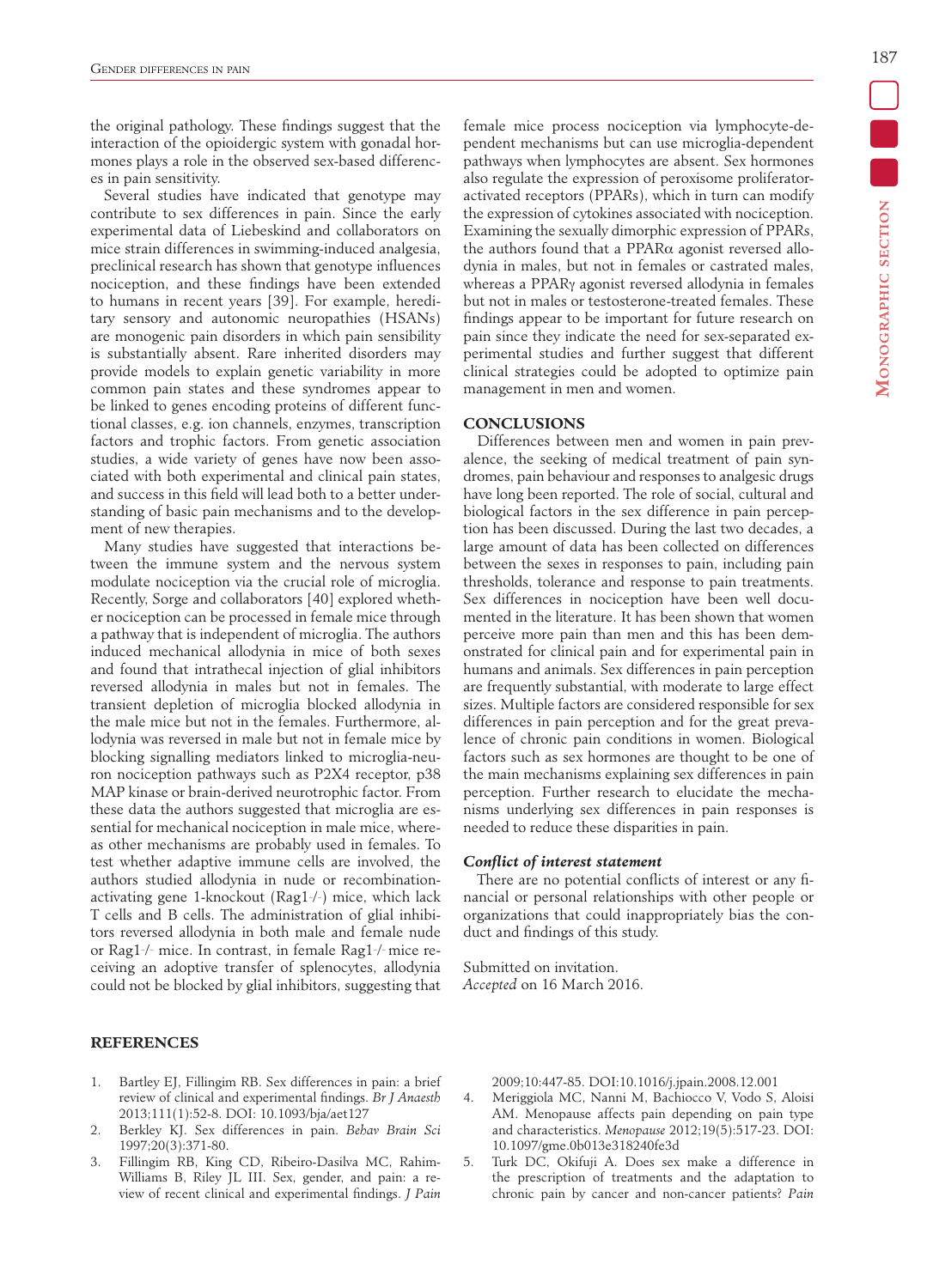the original pathology. These findings suggest that the interaction of the opioidergic system with gonadal hormones plays a role in the observed sex-based differences in pain sensitivity.

Several studies have indicated that genotype may contribute to sex differences in pain. Since the early experimental data of Liebeskind and collaborators on mice strain differences in swimming-induced analgesia, preclinical research has shown that genotype influences nociception, and these findings have been extended to humans in recent years [39]. For example, hereditary sensory and autonomic neuropathies (HSANs) are monogenic pain disorders in which pain sensibility is substantially absent. Rare inherited disorders may provide models to explain genetic variability in more common pain states and these syndromes appear to be linked to genes encoding proteins of different functional classes, e.g. ion channels, enzymes, transcription factors and trophic factors. From genetic association studies, a wide variety of genes have now been associated with both experimental and clinical pain states, and success in this field will lead both to a better understanding of basic pain mechanisms and to the development of new therapies.

Many studies have suggested that interactions between the immune system and the nervous system modulate nociception via the crucial role of microglia. Recently, Sorge and collaborators [40] explored whether nociception can be processed in female mice through a pathway that is independent of microglia. The authors induced mechanical allodynia in mice of both sexes and found that intrathecal injection of glial inhibitors reversed allodynia in males but not in females. The transient depletion of microglia blocked allodynia in the male mice but not in the females. Furthermore, allodynia was reversed in male but not in female mice by blocking signalling mediators linked to microglia-neuron nociception pathways such as P2X4 receptor, p38 MAP kinase or brain-derived neurotrophic factor. From these data the authors suggested that microglia are essential for mechanical nociception in male mice, whereas other mechanisms are probably used in females. To test whether adaptive immune cells are involved, the authors studied allodynia in nude or recombination-activating gene 1-knockout (Rag1-/-) mice, which lack T cells and B cells. The administration of glial inhibitors reversed allodynia in both male and female nude or Rag1-/- mice. In contrast, in female Rag1-/- mice receiving an adoptive transfer of splenocytes, allodynia could not be blocked by glial inhibitors, suggesting that female mice process nociception via lymphocyte-dependent mechanisms but can use microglia-dependent pathways when lymphocytes are absent. Sex hormones also regulate the expression of peroxisome proliferator-activated receptors (PPARs), which in turn can modify the expression of cytokines associated with nociception. Examining the sexually dimorphic expression of PPARs, the authors found that a PPARα agonist reversed allodynia in males, but not in females or castrated males, whereas a PPARγ agonist reversed allodynia in females but not in males or testosterone-treated females. These findings appear to be important for future research on pain since they indicate the need for sex-separated experimental studies and further suggest that different clinical strategies could be adopted to optimize pain management in men and women.

## CONCLUSIONS

Differences between men and women in pain prevalence, the seeking of medical treatment of pain syndromes, pain behaviour and responses to analgesic drugs have long been reported. The role of social, cultural and biological factors in the sex difference in pain perception has been discussed. During the last two decades, a large amount of data has been collected on differences between the sexes in responses to pain, including pain thresholds, tolerance and response to pain treatments. Sex differences in nociception have been well documented in the literature. It has been shown that women perceive more pain than men and this has been demonstrated for clinical pain and for experimental pain in humans and animals. Sex differences in pain perception are frequently substantial, with moderate to large effect sizes. Multiple factors are considered responsible for sex differences in pain perception and for the great prevalence of chronic pain conditions in women. Biological factors such as sex hormones are thought to be one of the main mechanisms explaining sex differences in pain perception. Further research to elucidate the mechanisms underlying sex differences in pain responses is needed to reduce these disparities in pain.

### *Conflict of interest statement*

There are no potential conflicts of interest or any financial or personal relationships with other people or organizations that could inappropriately bias the conduct and findings of this study.

Submitted on invitation.
*Accepted* on 16 March 2016.

## REFERENCES

1. Bartley EJ, Fillingim RB. Sex differences in pain: a brief review of clinical and experimental findings. *Br J Anaesth* 2013;111(1):52-8. DOI: 10.1093/bja/aet127
2. Berkley KJ. Sex differences in pain. *Behav Brain Sci* 1997;20(3):371-80.
3. Fillingim RB, King CD, Ribeiro-Dasilva MC, Rahim-Williams B, Riley JL III. Sex, gender, and pain: a review of recent clinical and experimental findings. *J Pain* 2009;10:447-85. DOI:10.1016/j.jpain.2008.12.001
4. Meriggiola MC, Nanni M, Bachiocco V, Vodo S, Aloisi AM. Menopause affects pain depending on pain type and characteristics. *Menopause* 2012;19(5):517-23. DOI: 10.1097/gme.0b013e318240fe3d
5. Turk DC, Okifuji A. Does sex make a difference in the prescription of treatments and the adaptation to chronic pain by cancer and non-cancer patients? *Pain*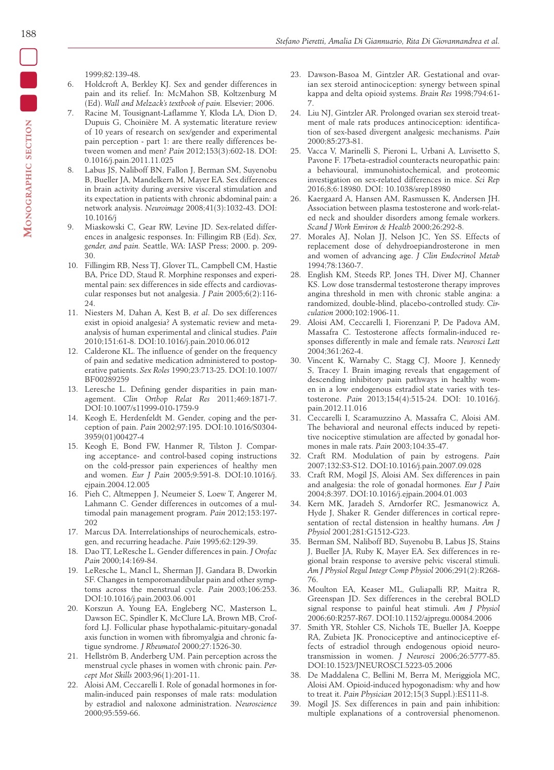1999;82:139-48.

6. Holdcroft A, Berkley KJ. Sex and gender differences in pain and its relief. In: McMahon SB, Koltzenburg M (Ed). *Wall and Melzack's textbook of pain.* Elsevier; 2006.
7. Racine M, Tousignant-Laflamme Y, Kloda LA, Dion D, Dupuis G, Choinière M. A systematic literature review of 10 years of research on sex/gender and experimental pain perception - part 1: are there really differences between women and men? *Pain* 2012;153(3):602-18. DOI: 0.1016/j.pain.2011.11.025
8. Labus JS, Naliboff BN, Fallon J, Berman SM, Suyenobu B, Bueller JA, Mandelkern M, Mayer EA. Sex differences in brain activity during aversive visceral stimulation and its expectation in patients with chronic abdominal pain: a network analysis. *Neuroimage* 2008;41(3):1032-43. DOI: 10.1016/j
9. Miaskowski C, Gear RW, Levine JD. Sex-related differences in analgesic responses. In: Fillingim RB (Ed). *Sex, gender, and pain.* Seattle, WA: IASP Press; 2000. p. 209-30.
10. Fillingim RB, Ness TJ, Glover TL, Campbell CM, Hastie BA, Price DD, Staud R. Morphine responses and experimental pain: sex differences in side effects and cardiovascular responses but not analgesia. *J Pain* 2005;6(2):116-24.
11. Niesters M, Dahan A, Kest B, *et al.* Do sex differences exist in opioid analgesia? A systematic review and meta-analysis of human experimental and clinical studies. *Pain* 2010;151:61-8. DOI:10.1016/j.pain.2010.06.012
12. Calderone KL. The influence of gender on the frequency of pain and sedative medication administered to postoperative patients. *Sex Roles* 1990;23:713-25. DOI:10.1007/BF00289259
13. Leresche L. Defining gender disparities in pain management. *Clin Orthop Relat Res* 2011;469:1871-7. DOI:10.1007/s11999-010-1759-9
14. Keogh E, Herdenfeldt M. Gender, coping and the perception of pain. *Pain* 2002;97:195. DOI:10.1016/S0304-3959(01)00427-4
15. Keogh E, Bond FW, Hanmer R, Tilston J. Comparing acceptance- and control-based coping instructions on the cold-pressor pain experiences of healthy men and women. *Eur J Pain* 2005;9:591-8. DOI:10.1016/j.ejpain.2004.12.005
16. Pieh C, Altmeppen J, Neumeier S, Loew T, Angerer M, Lahmann C. Gender differences in outcomes of a multimodal pain management program. *Pain* 2012;153:197-202
17. Marcus DA. Interrelationships of neurochemicals, estrogen, and recurring headache. *Pain* 1995;62:129-39.
18. Dao TT, LeResche L. Gender differences in pain. *J Orofac Pain* 2000;14:169-84.
19. LeResche L, Mancl L, Sherman JJ, Gandara B, Dworkin SF. Changes in temporomandibular pain and other symptoms across the menstrual cycle. *Pain* 2003;106:253. DOI:10.1016/j.pain.2003.06.001
20. Korszun A, Young EA, Engleberg NC, Masterson L, Dawson EC, Spindler K, McClure LA, Brown MB, Crofford LJ. Follicular phase hypothalamic-pituitary-gonadal axis function in women with fibromyalgia and chronic fatigue syndrome. *J Rheumatol* 2000;27:1526-30.
21. Hellström B, Anderberg UM. Pain perception across the menstrual cycle phases in women with chronic pain. *Percept Mot Skills* 2003;96(1):201-11.
22. Aloisi AM, Ceccarelli I. Role of gonadal hormones in formalin-induced pain responses of male rats: modulation by estradiol and naloxone administration. *Neuroscience* 2000;95:559-66.
23. Dawson-Basoa M, Gintzler AR. Gestational and ovarian sex steroid antinociception: synergy between spinal kappa and delta opioid systems. *Brain Res* 1998;794:61-7.
24. Liu NJ, Gintzler AR. Prolonged ovarian sex steroid treatment of male rats produces antinociception: identification of sex-based divergent analgesic mechanisms. *Pain* 2000;85:273-81.
25. Vacca V, Marinelli S, Pieroni L, Urbani A, Luvisetto S, Pavone F. 17beta-estradiol counteracts neuropathic pain: a behavioural, immunohistochemical, and proteomic investigation on sex-related differences in mice. *Sci Rep* 2016;8;6:18980. DOI: 10.1038/srep18980
26. Kaergaard A, Hansen AM, Rasmussen K, Andersen JH. Association between plasma testosterone and work-related neck and shoulder disorders among female workers. *Scand J Work Environ & Health* 2000;26:292-8.
27. Morales AJ, Nolan JJ, Nelson JC, Yen SS. Effects of replacement dose of dehydroepiandrosterone in men and women of advancing age. *J Clin Endocrinol Metab* 1994;78:1360-7.
28. English KM, Steeds RP, Jones TH, Diver MJ, Channer KS. Low dose transdermal testosterone therapy improves angina threshold in men with chronic stable angina: a randomized, double-blind, placebo-controlled study. *Circulation* 2000;102:1906-11.
29. Aloisi AM, Ceccarelli I, Fiorenzani P, De Padova AM, Massafra C. Testosterone affects formalin-induced responses differently in male and female rats. *Neurosci Lett* 2004;361:262-4.
30. Vincent K, Warnaby C, Stagg CJ, Moore J, Kennedy S, Tracey I. Brain imaging reveals that engagement of descending inhibitory pain pathways in healthy women in a low endogenous estradiol state varies with testosterone. *Pain* 2013;154(4):515-24. DOI: 10.1016/j.pain.2012.11.016
31. Ceccarelli I, Scaramuzzino A, Massafra C, Aloisi AM. The behavioral and neuronal effects induced by repetitive nociceptive stimulation are affected by gonadal hormones in male rats. *Pain* 2003;104:35-47.
32. Craft RM. Modulation of pain by estrogens. *Pain* 2007;132:S3-S12. DOI:10.1016/j.pain.2007.09.028
33. Craft RM, Mogil JS, Aloisi AM. Sex differences in pain and analgesia: the role of gonadal hormones. *Eur J Pain* 2004;8:397. DOI:10.1016/j.ejpain.2004.01.003
34. Kern MK, Jaradeh S, Arndorfer RC, Jesmanowicz A, Hyde J, Shaker R. Gender differences in cortical representation of rectal distension in healthy humans. *Am J Physiol* 2001;281:G1512-G23.
35. Berman SM, Naliboff BD, Suyenobu B, Labus JS, Stains J, Bueller JA, Ruby K, Mayer EA. Sex differences in regional brain response to aversive pelvic visceral stimuli. *Am J Physiol Regul Integr Comp Physiol* 2006;291(2):R268-76.
36. Moulton EA, Keaser ML, Guliapali RP, Maitra R, Greenspan JD. Sex differences in the cerebral BOLD signal response to painful heat stimuli. *Am J Physiol* 2006;60:R257-R67. DOI:10.1152/ajpregu.00084.2006
37. Smith YR, Stohler CS, Nichols TE, Bueller JA, Koeppe RA, Zubieta JK. Pronociceptive and antinociceptive effects of estradiol through endogenous opioid neurotransmission in women. *J Neurosci* 2006;26:5777-85. DOI:10.1523/JNEUROSCI.5223-05.2006
38. De Maddalena C, Bellini M, Berra M, Meriggiola MC, Aloisi AM. Opioid-induced hypogonadism: why and how to treat it. *Pain Physician* 2012;15(3 Suppl.):ES111-8.
39. Mogil JS. Sex differences in pain and pain inhibition: multiple explanations of a controversial phenomenon.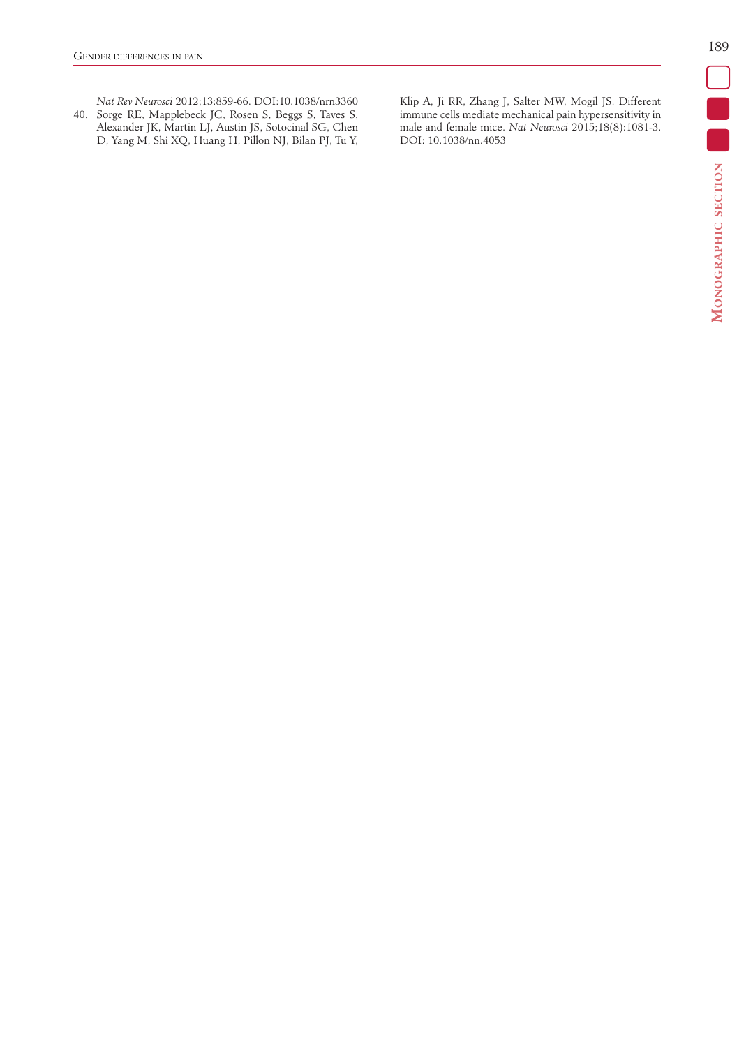*Nat Rev Neurosci* 2012;13:859-66. DOI:10.1038/nrn3360

40. Sorge RE, Mapplebeck JC, Rosen S, Beggs S, Taves S, Alexander JK, Martin LJ, Austin JS, Sotocinal SG, Chen D, Yang M, Shi XQ, Huang H, Pillon NJ, Bilan PJ, Tu Y, Klip A, Ji RR, Zhang J, Salter MW, Mogil JS. Different immune cells mediate mechanical pain hypersensitivity in male and female mice. *Nat Neurosci* 2015;18(8):1081-3. DOI: 10.1038/nn.4053